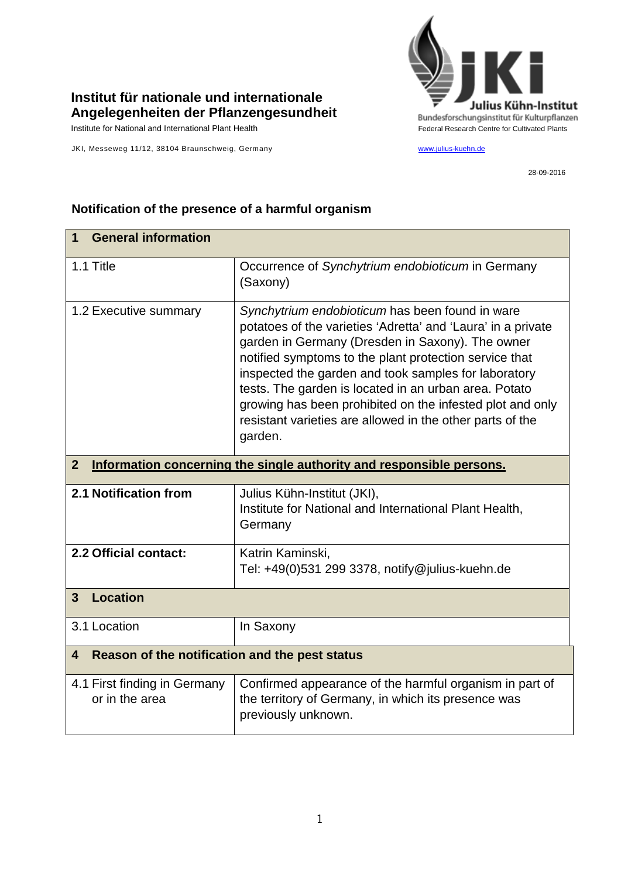**Institut für nationale und internationale Angelegenheiten der Pflanzengesundheit**

Institute for National and International Plant Health

JKI, Messeweg 11/12, 38104 Braunschweig, Germany

Julius Kühn-Institut
Bundesforschungsinstitut für Kulturpflanzen
Federal Research Centre for Cultivated Plants

www.julius-kuehn.de

28-09-2016

## Notification of the presence of a harmful organism

| **1 General information** | |
|---|---|
| 1.1 Title | Occurrence of *Synchytrium endobioticum* in Germany (Saxony) |
| 1.2 Executive summary | *Synchytrium endobioticum* has been found in ware potatoes of the varieties 'Adretta' and 'Laura' in a private garden in Germany (Dresden in Saxony). The owner notified symptoms to the plant protection service that inspected the garden and took samples for laboratory tests. The garden is located in an urban area. Potato growing has been prohibited on the infested plot and only resistant varieties are allowed in the other parts of the garden. |
| **2 Information concerning the single authority and responsible persons.** | |
| **2.1 Notification from** | Julius Kühn-Institut (JKI), Institute for National and International Plant Health, Germany |
| **2.2 Official contact:** | Katrin Kaminski, Tel: +49(0)531 299 3378, notify@julius-kuehn.de |
| **3 Location** | |
| 3.1 Location | In Saxony |
| **4 Reason of the notification and the pest status** | |
| 4.1 First finding in Germany or in the area | Confirmed appearance of the harmful organism in part of the territory of Germany, in which its presence was previously unknown. |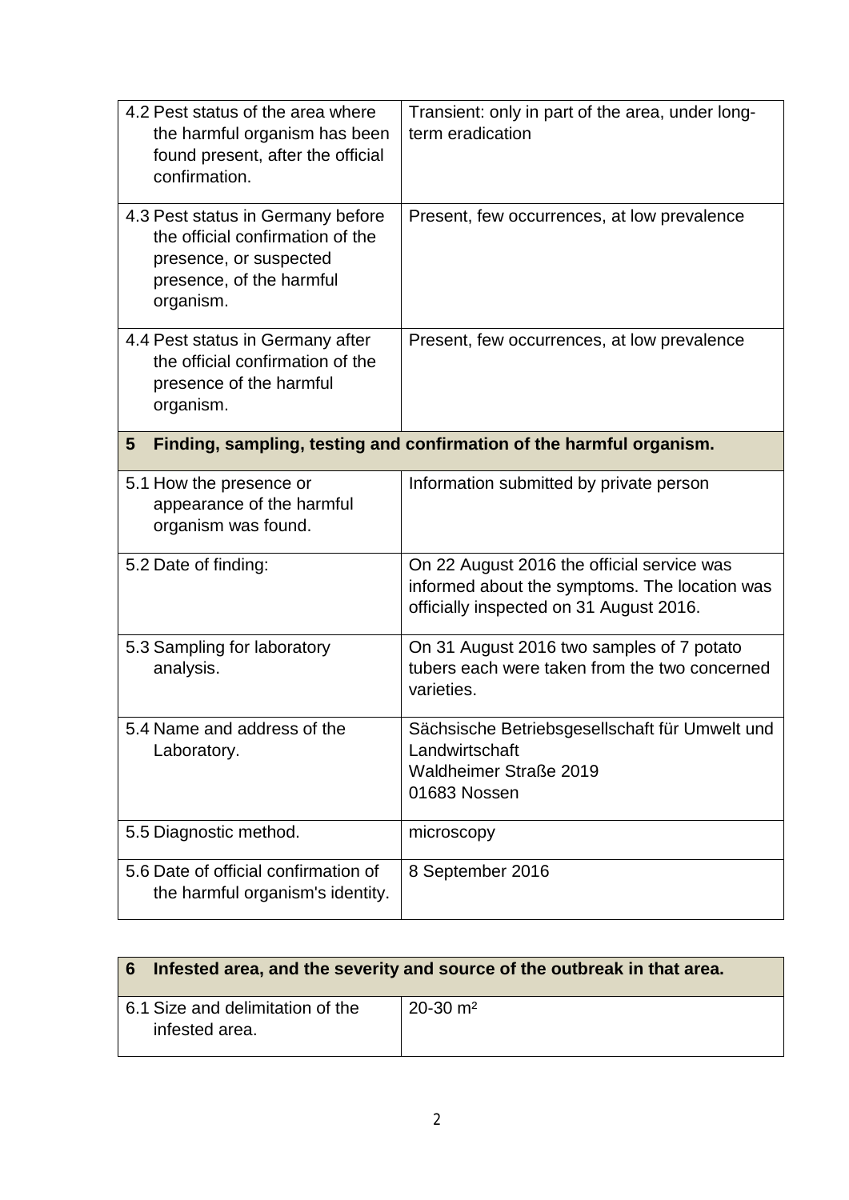| | |
|---|---|
| 4.2 Pest status of the area where the harmful organism has been found present, after the official confirmation. | Transient: only in part of the area, under long-term eradication |
| 4.3 Pest status in Germany before the official confirmation of the presence, or suspected presence, of the harmful organism. | Present, few occurrences, at low prevalence |
| 4.4 Pest status in Germany after the official confirmation of the presence of the harmful organism. | Present, few occurrences, at low prevalence |
| **5 Finding, sampling, testing and confirmation of the harmful organism.** | |
| 5.1 How the presence or appearance of the harmful organism was found. | Information submitted by private person |
| 5.2 Date of finding: | On 22 August 2016 the official service was informed about the symptoms. The location was officially inspected on 31 August 2016. |
| 5.3 Sampling for laboratory analysis. | On 31 August 2016 two samples of 7 potato tubers each were taken from the two concerned varieties. |
| 5.4 Name and address of the Laboratory. | Sächsische Betriebsgesellschaft für Umwelt und Landwirtschaft<br>Waldheimer Straße 2019<br>01683 Nossen |
| 5.5 Diagnostic method. | microscopy |
| 5.6 Date of official confirmation of the harmful organism's identity. | 8 September 2016 |

| **6 Infested area, and the severity and source of the outbreak in that area.** | |
|---|---|
| 6.1 Size and delimitation of the infested area. | 20-30 m² |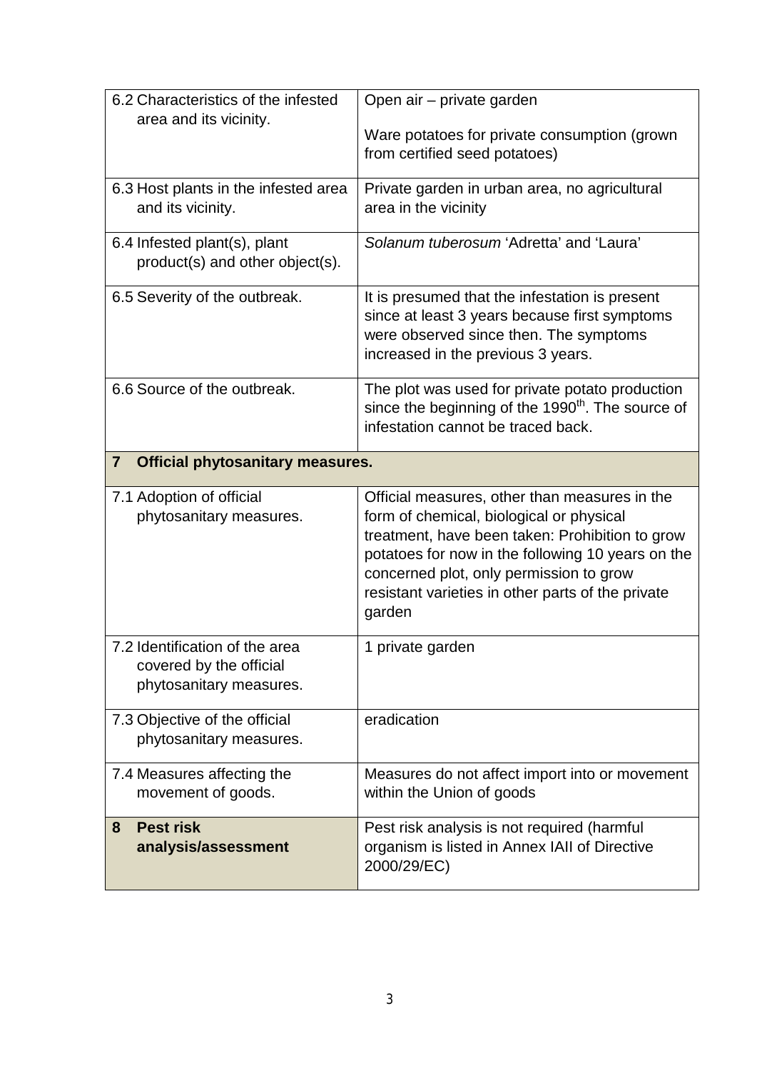| | |
|---|---|
| 6.2 Characteristics of the infested area and its vicinity. | Open air – private garden<br><br>Ware potatoes for private consumption (grown from certified seed potatoes) |
| 6.3 Host plants in the infested area and its vicinity. | Private garden in urban area, no agricultural area in the vicinity |
| 6.4 Infested plant(s), plant product(s) and other object(s). | *Solanum tuberosum* 'Adretta' and 'Laura' |
| 6.5 Severity of the outbreak. | It is presumed that the infestation is present since at least 3 years because first symptoms were observed since then. The symptoms increased in the previous 3 years. |
| 6.6 Source of the outbreak. | The plot was used for private potato production since the beginning of the 1990th. The source of infestation cannot be traced back. |
| **7 Official phytosanitary measures.** | |
| 7.1 Adoption of official phytosanitary measures. | Official measures, other than measures in the form of chemical, biological or physical treatment, have been taken: Prohibition to grow potatoes for now in the following 10 years on the concerned plot, only permission to grow resistant varieties in other parts of the private garden |
| 7.2 Identification of the area covered by the official phytosanitary measures. | 1 private garden |
| 7.3 Objective of the official phytosanitary measures. | eradication |
| 7.4 Measures affecting the movement of goods. | Measures do not affect import into or movement within the Union of goods |
| **8 Pest risk analysis/assessment** | Pest risk analysis is not required (harmful organism is listed in Annex IAII of Directive 2000/29/EC) |